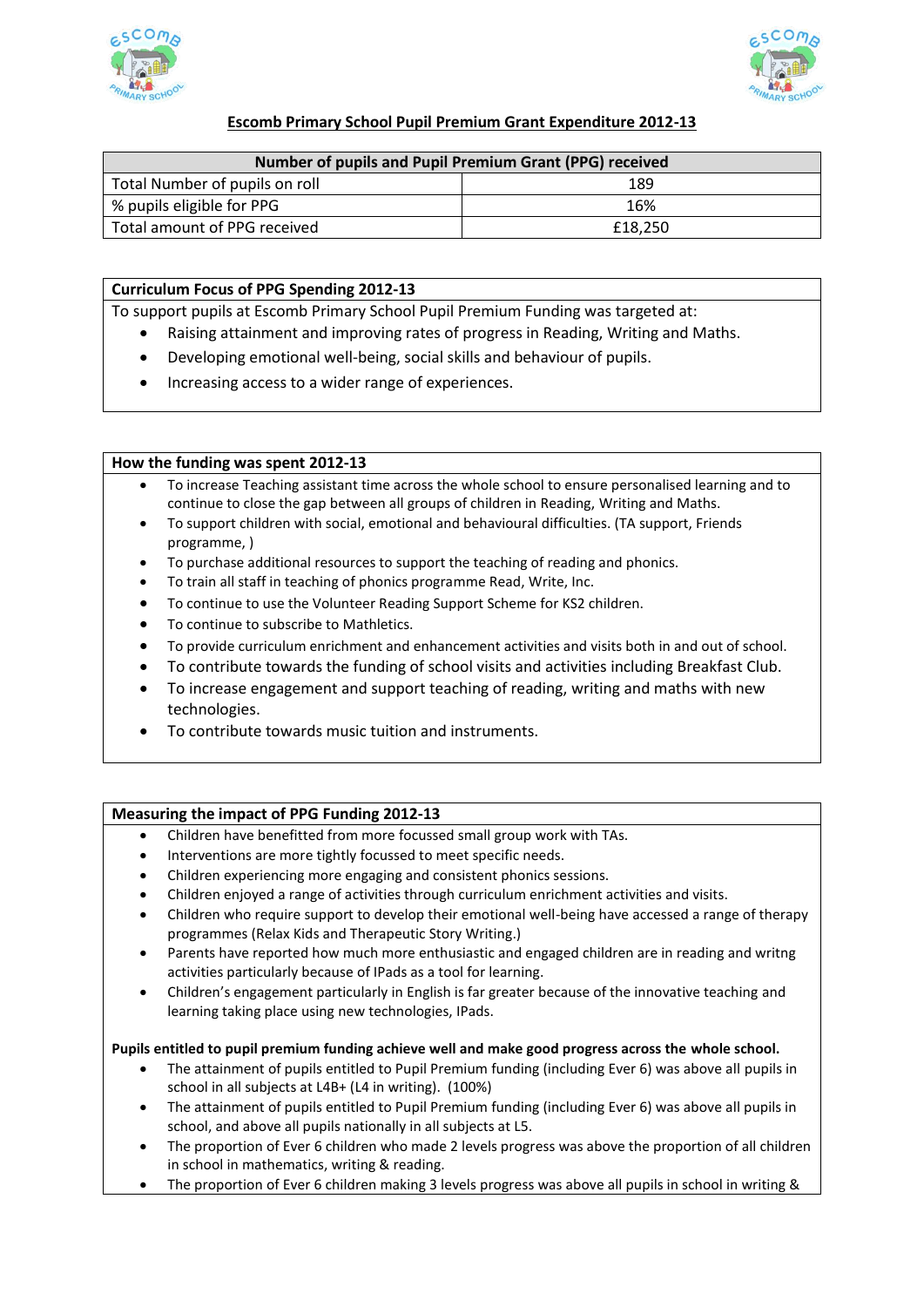# Escomb Primary School Pupil Premium Grant Expenditure 2012-13

| Number of pupils and Pupil Premium Grant (PPG) received | |
|---|---|
| Total Number of pupils on roll | 189 |
| % pupils eligible for PPG | 16% |
| Total amount of PPG received | £18,250 |

## Curriculum Focus of PPG Spending 2012-13

To support pupils at Escomb Primary School Pupil Premium Funding was targeted at:

- Raising attainment and improving rates of progress in Reading, Writing and Maths.
- Developing emotional well-being, social skills and behaviour of pupils.
- Increasing access to a wider range of experiences.

## How the funding was spent 2012-13

- To increase Teaching assistant time across the whole school to ensure personalised learning and to continue to close the gap between all groups of children in Reading, Writing and Maths.
- To support children with social, emotional and behavioural difficulties. (TA support, Friends programme, )
- To purchase additional resources to support the teaching of reading and phonics.
- To train all staff in teaching of phonics programme Read, Write, Inc.
- To continue to use the Volunteer Reading Support Scheme for KS2 children.
- To continue to subscribe to Mathletics.
- To provide curriculum enrichment and enhancement activities and visits both in and out of school.
- To contribute towards the funding of school visits and activities including Breakfast Club.
- To increase engagement and support teaching of reading, writing and maths with new technologies.
- To contribute towards music tuition and instruments.

## Measuring the impact of PPG Funding 2012-13

- Children have benefitted from more focussed small group work with TAs.
- Interventions are more tightly focussed to meet specific needs.
- Children experiencing more engaging and consistent phonics sessions.
- Children enjoyed a range of activities through curriculum enrichment activities and visits.
- Children who require support to develop their emotional well-being have accessed a range of therapy programmes (Relax Kids and Therapeutic Story Writing.)
- Parents have reported how much more enthusiastic and engaged children are in reading and writng activities particularly because of IPads as a tool for learning.
- Children's engagement particularly in English is far greater because of the innovative teaching and learning taking place using new technologies, IPads.

**Pupils entitled to pupil premium funding achieve well and make good progress across the whole school.**

- The attainment of pupils entitled to Pupil Premium funding (including Ever 6) was above all pupils in school in all subjects at L4B+ (L4 in writing). (100%)
- The attainment of pupils entitled to Pupil Premium funding (including Ever 6) was above all pupils in school, and above all pupils nationally in all subjects at L5.
- The proportion of Ever 6 children who made 2 levels progress was above the proportion of all children in school in mathematics, writing & reading.
- The proportion of Ever 6 children making 3 levels progress was above all pupils in school in writing &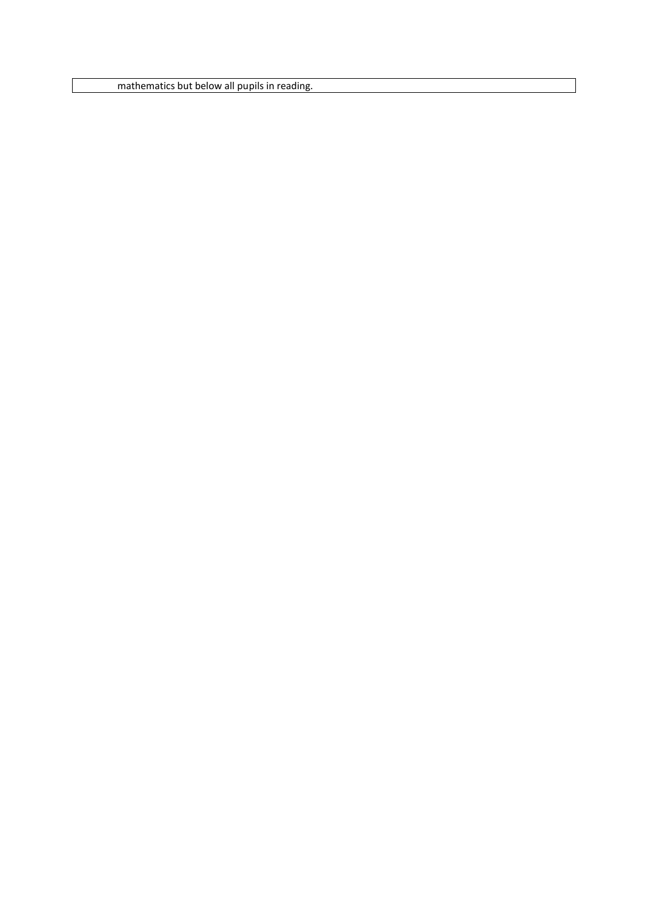mathematics but below all pupils in reading.